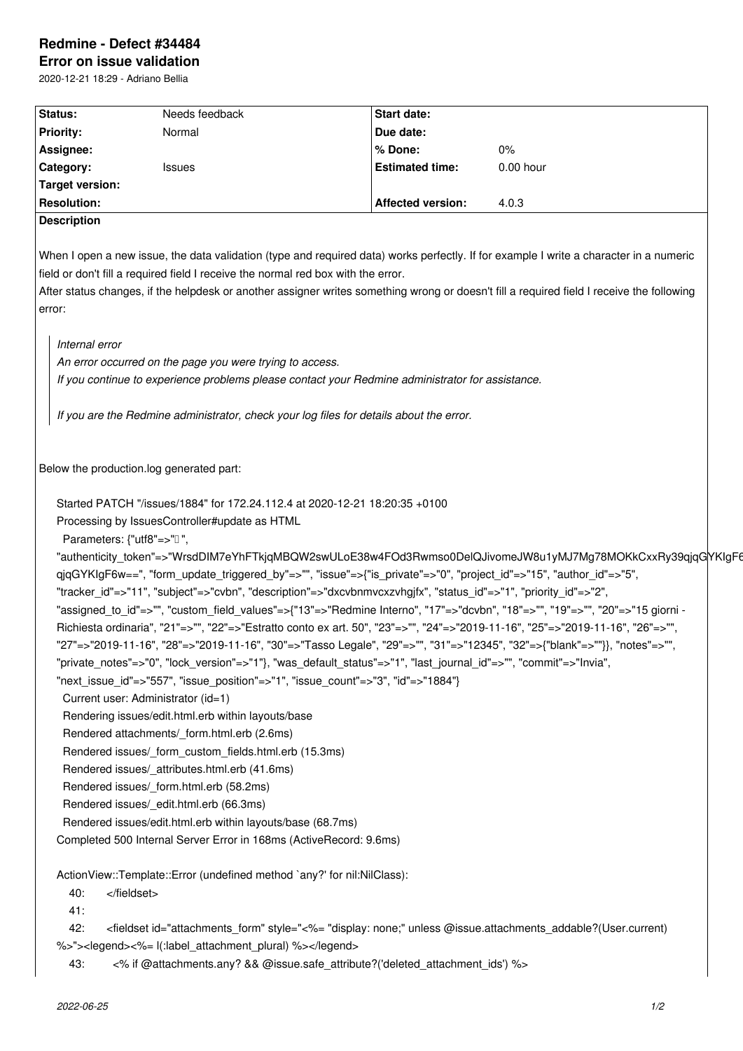# Redmine - Defect #34484

## Error on issue validation

2020-12-21 18:29 - Adriano Bellia

| Status: | Needs feedback | Start date: | |
|---|---|---|---|
| Priority: | Normal | Due date: | |
| Assignee: | | % Done: | 0% |
| Category: | Issues | Estimated time: | 0.00 hour |
| Target version: | | | |
| Resolution: | | Affected version: | 4.0.3 |

**Description**

When I open a new issue, the data validation (type and required data) works perfectly. If for example I write a character in a numeric field or don't fill a required field I receive the normal red box with the error.
After status changes, if the helpdesk or another assigner writes something wrong or doesn't fill a required field I receive the following error:

> *Internal error*
> *An error occurred on the page you were trying to access.*
> *If you continue to experience problems please contact your Redmine administrator for assistance.*
>
> *If you are the Redmine administrator, check your log files for details about the error.*

Below the production.log generated part:

```
Started PATCH "/issues/1884" for 172.24.112.4 at 2020-12-21 18:20:35 +0100
Processing by IssuesController#update as HTML
  Parameters: {"utf8"=>"✓",
"authenticity_token"=>"WrsdDIM7eYhFTkjqMBQW2swULoE38w4FOd3Rwmso0DelQJivomeJW8u1yMJ7Mg78MOKkCxxRy39qjqGYKIgF6
qjqGYKIgF6w==", "form_update_triggered_by"=>"", "issue"=>{"is_private"=>"0", "project_id"=>"15", "author_id"=>"5",
"tracker_id"=>"11", "subject"=>"cvbn", "description"=>"dxcvbnmvcxzvhgjfx", "status_id"=>"1", "priority_id"=>"2",
"assigned_to_id"=>"", "custom_field_values"=>{"13"=>"Redmine Interno", "17"=>"dcvbn", "18"=>"", "19"=>"", "20"=>"15 giorni -
Richiesta ordinaria", "21"=>"", "22"=>"Estratto conto ex art. 50", "23"=>"", "24"=>"2019-11-16", "25"=>"2019-11-16", "26"=>"",
"27"=>"2019-11-16", "28"=>"2019-11-16", "30"=>"Tasso Legale", "29"=>"", "31"=>"12345", "32"=>{"blank"=>""}}, "notes"=>"",
"private_notes"=>"0", "lock_version"=>"1"}, "was_default_status"=>"1", "last_journal_id"=>"", "commit"=>"Invia",
"next_issue_id"=>"557", "issue_position"=>"1", "issue_count"=>"3", "id"=>"1884"}
  Current user: Administrator (id=1)
  Rendering issues/edit.html.erb within layouts/base
  Rendered attachments/_form.html.erb (2.6ms)
  Rendered issues/_form_custom_fields.html.erb (15.3ms)
  Rendered issues/_attributes.html.erb (41.6ms)
  Rendered issues/_form.html.erb (58.2ms)
  Rendered issues/_edit.html.erb (66.3ms)
  Rendered issues/edit.html.erb within layouts/base (68.7ms)
Completed 500 Internal Server Error in 168ms (ActiveRecord: 9.6ms)

ActionView::Template::Error (undefined method `any?' for nil:NilClass):
    40:     </fieldset>
    41:
    42:     <fieldset id="attachments_form" style="<%= "display: none;" unless @issue.attachments_addable?(User.current)
%>"><legend><%= l(:label_attachment_plural) %></legend>
    43:       <% if @attachments.any? && @issue.safe_attribute?('deleted_attachment_ids') %>
```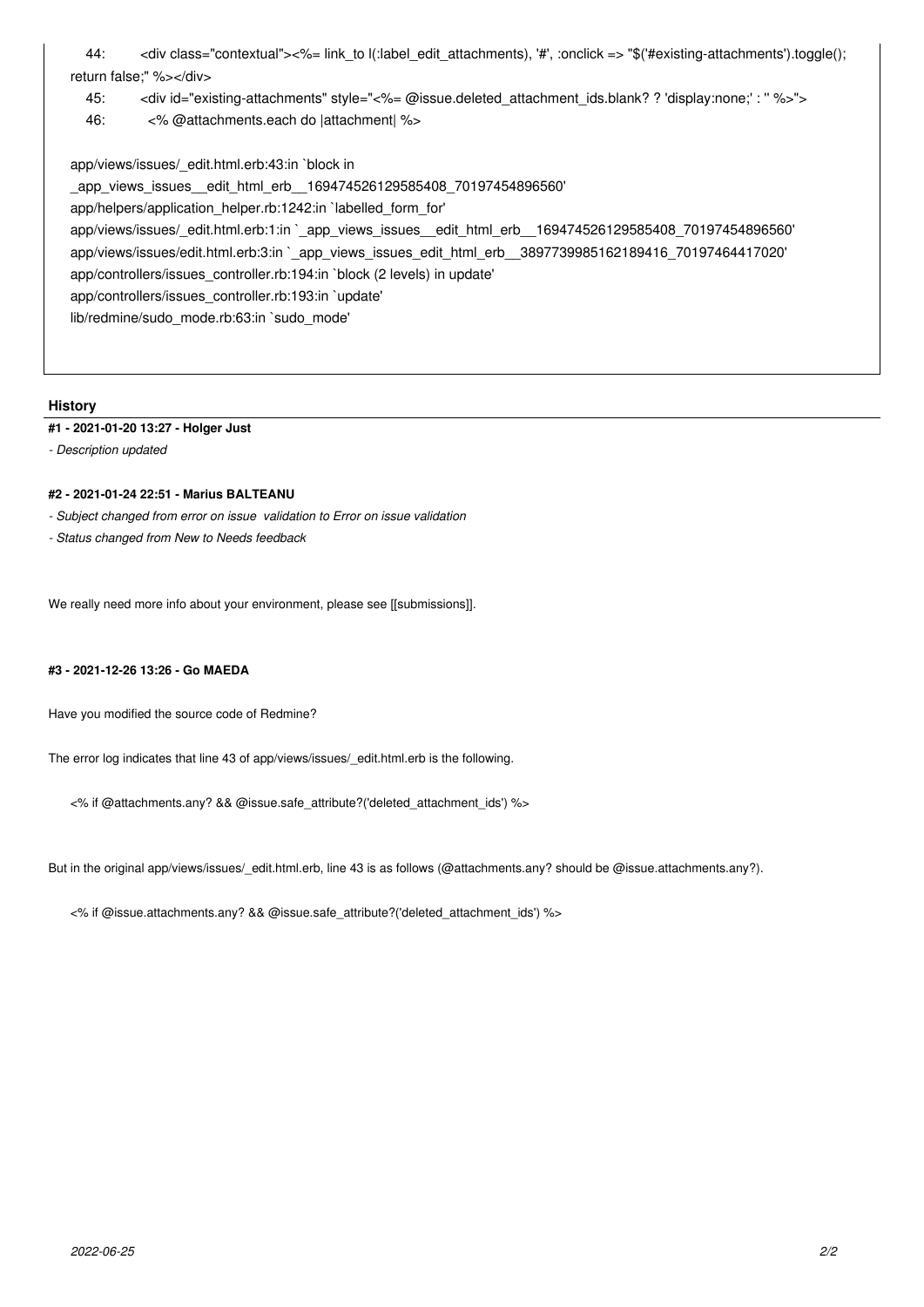```
44:      <div class="contextual"><%= link_to l(:label_edit_attachments), '#', :onclick => "$('#existing-attachments').toggle(); return false;" %></div>
45:      <div id="existing-attachments" style="<%= @issue.deleted_attachment_ids.blank? ? 'display:none;' : '' %>">
46:        <% @attachments.each do |attachment| %>

app/views/issues/_edit.html.erb:43:in `block in _app_views_issues__edit_html_erb__1694745261295854 08_70197454896560'
app/helpers/application_helper.rb:1242:in `labelled_form_for'
app/views/issues/_edit.html.erb:1:in `_app_views_issues__edit_html_erb__169474526129585408_70197454896560'
app/views/issues/edit.html.erb:3:in `_app_views_issues_edit_html_erb__3897739985162189416_70197464417020'
app/controllers/issues_controller.rb:194:in `block (2 levels) in update'
app/controllers/issues_controller.rb:193:in `update'
lib/redmine/sudo_mode.rb:63:in `sudo_mode'
```

## History

#### #1 - 2021-01-20 13:27 - Holger Just

*- Description updated*

#### #2 - 2021-01-24 22:51 - Marius BALTEANU

*- Subject changed from error on issue validation to Error on issue validation*

*- Status changed from New to Needs feedback*

We really need more info about your environment, please see [[submissions]].

#### #3 - 2021-12-26 13:26 - Go MAEDA

Have you modified the source code of Redmine?

The error log indicates that line 43 of app/views/issues/_edit.html.erb is the following.

```
<% if @attachments.any? && @issue.safe_attribute?('deleted_attachment_ids') %>
```

But in the original app/views/issues/_edit.html.erb, line 43 is as follows (@attachments.any? should be @issue.attachments.any?).

```
<% if @issue.attachments.any? && @issue.safe_attribute?('deleted_attachment_ids') %>
```